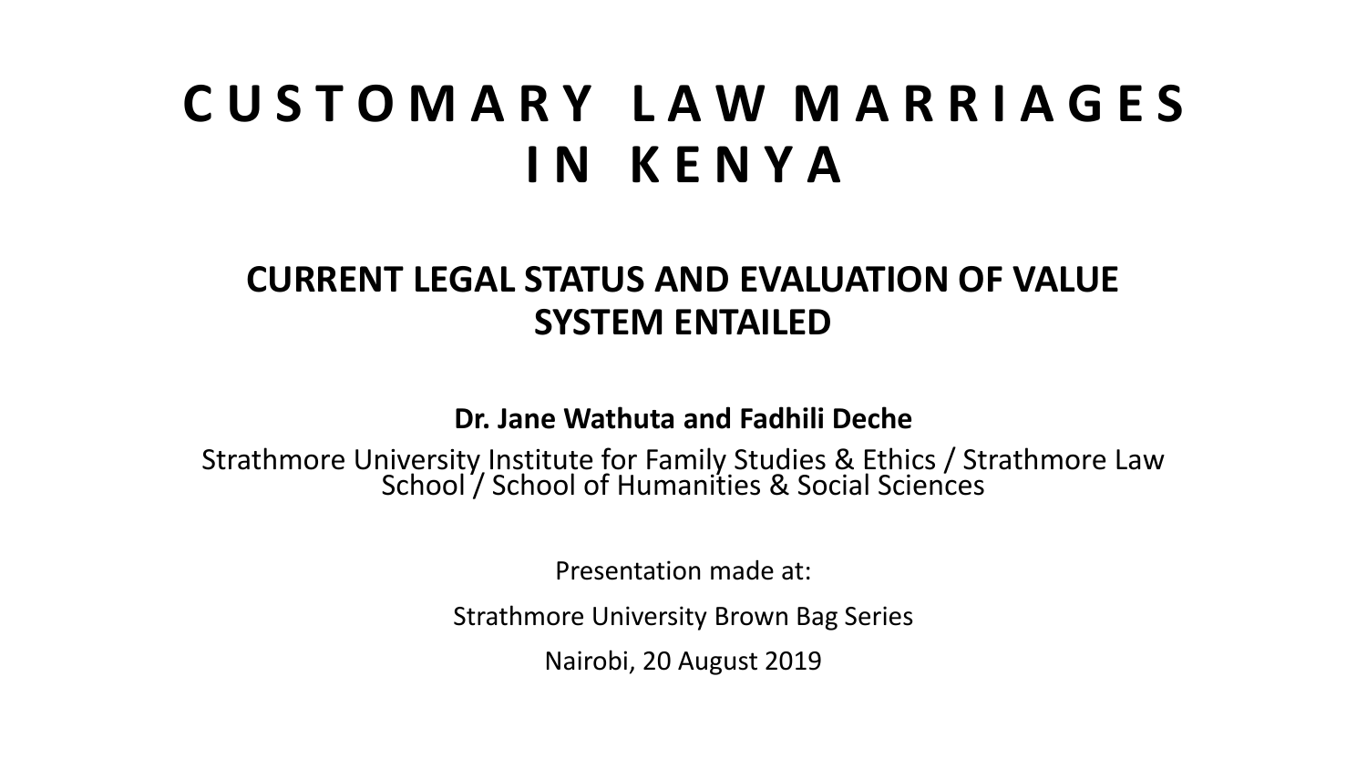# CUSTOMARY LAW MARRIAGES IN KENYA

## CURRENT LEGAL STATUS AND EVALUATION OF VALUE SYSTEM ENTAILED

**Dr. Jane Wathuta and Fadhili Deche**

Strathmore University Institute for Family Studies & Ethics / Strathmore Law School / School of Humanities & Social Sciences

Presentation made at:

Strathmore University Brown Bag Series

Nairobi, 20 August 2019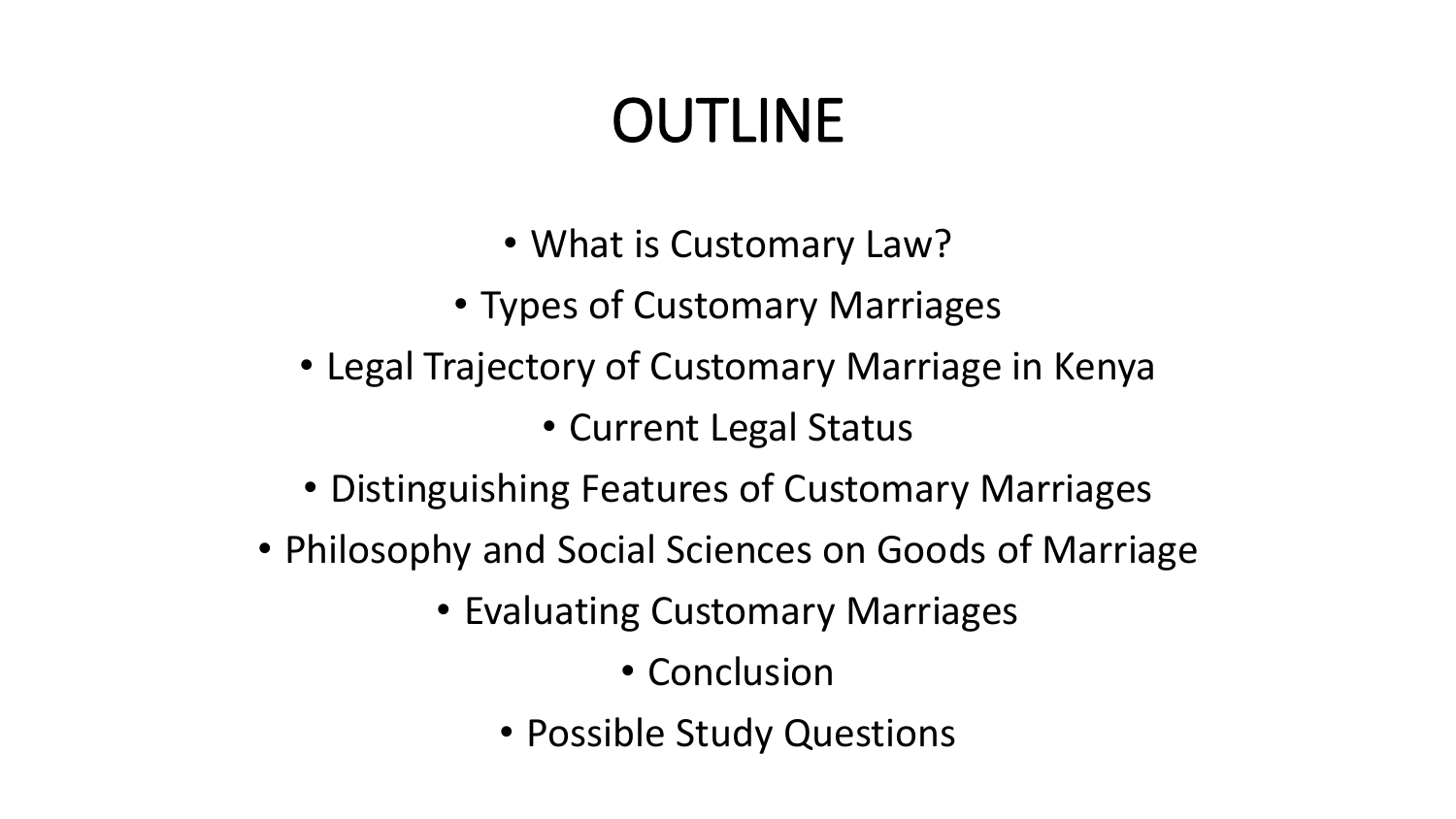# OUTLINE

- What is Customary Law?
- Types of Customary Marriages
- Legal Trajectory of Customary Marriage in Kenya
- Current Legal Status
- Distinguishing Features of Customary Marriages
- Philosophy and Social Sciences on Goods of Marriage
- Evaluating Customary Marriages
- Conclusion
- Possible Study Questions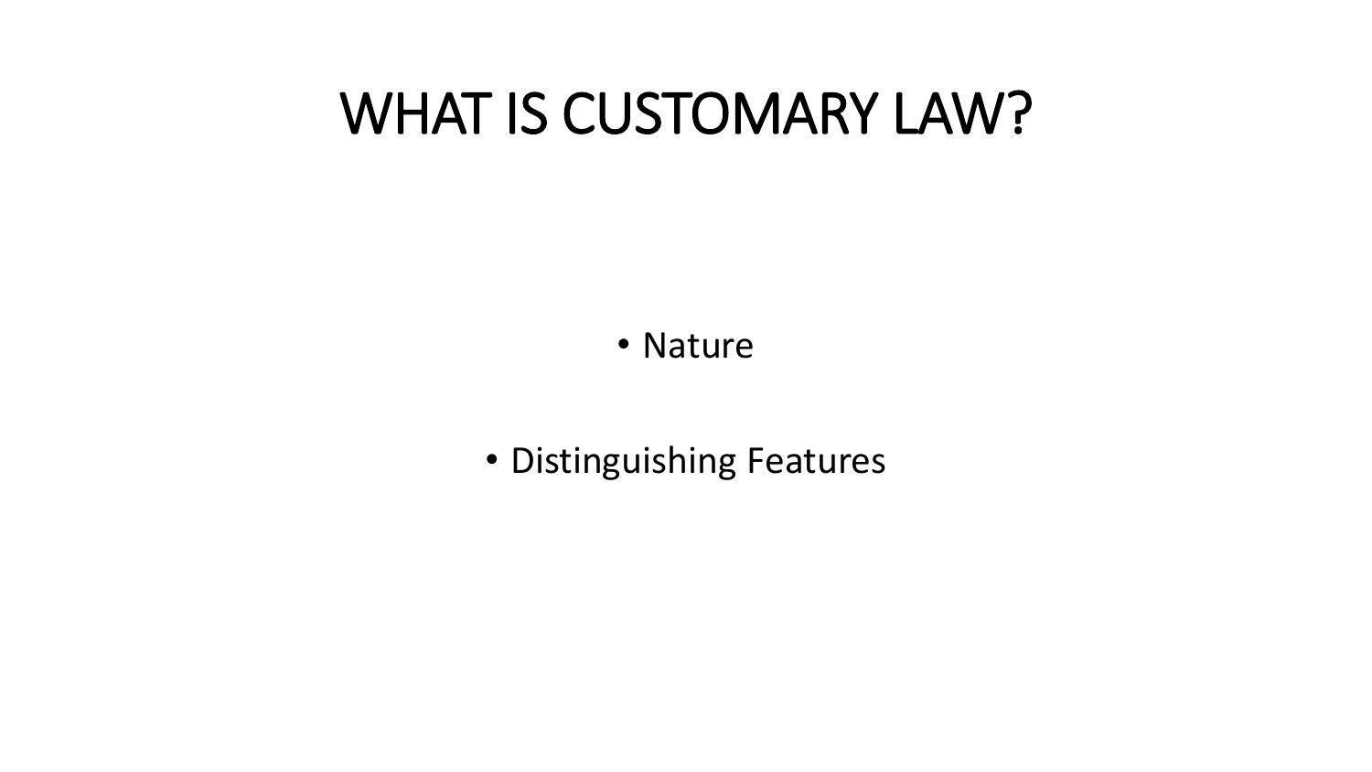# WHAT IS CUSTOMARY LAW?

- Nature
- Distinguishing Features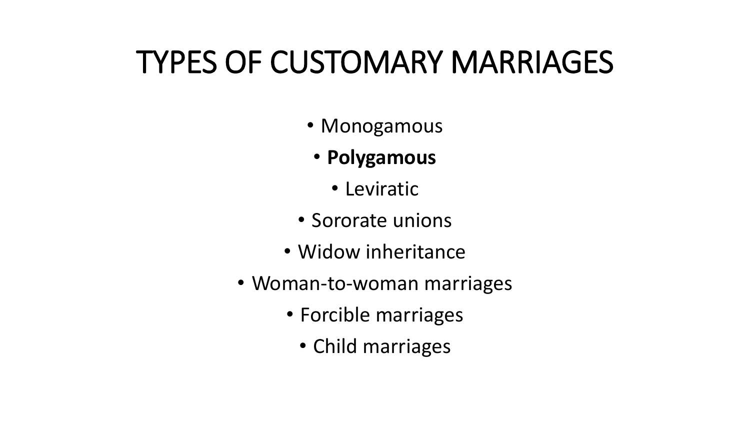# TYPES OF CUSTOMARY MARRIAGES

- Monogamous
- **Polygamous**
- Leviratic
- Sororate unions
- Widow inheritance
- Woman-to-woman marriages
- Forcible marriages
- Child marriages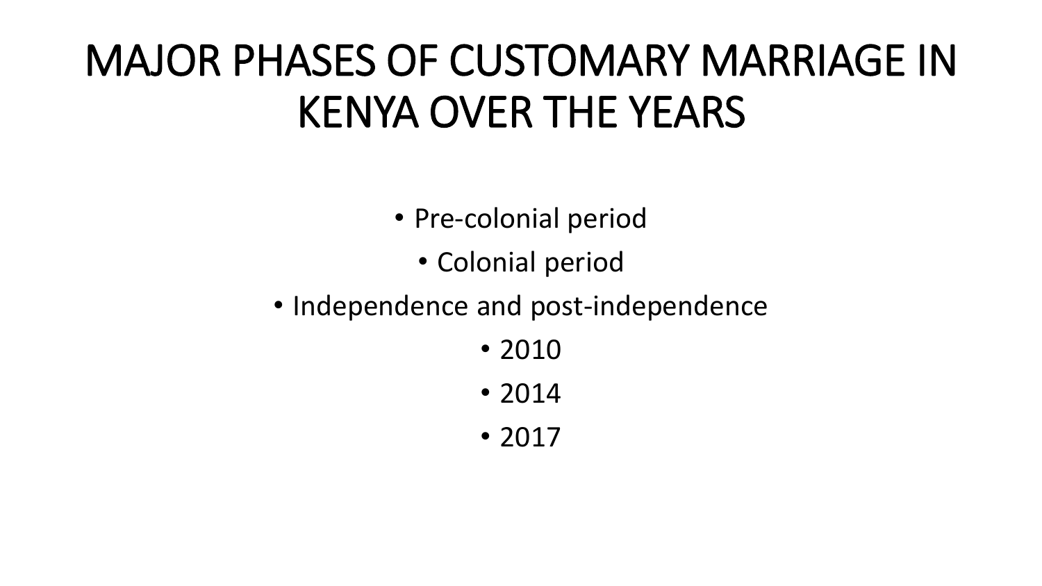# MAJOR PHASES OF CUSTOMARY MARRIAGE IN KENYA OVER THE YEARS

- Pre-colonial period
- Colonial period
- Independence and post-independence
- 2010
- 2014
- 2017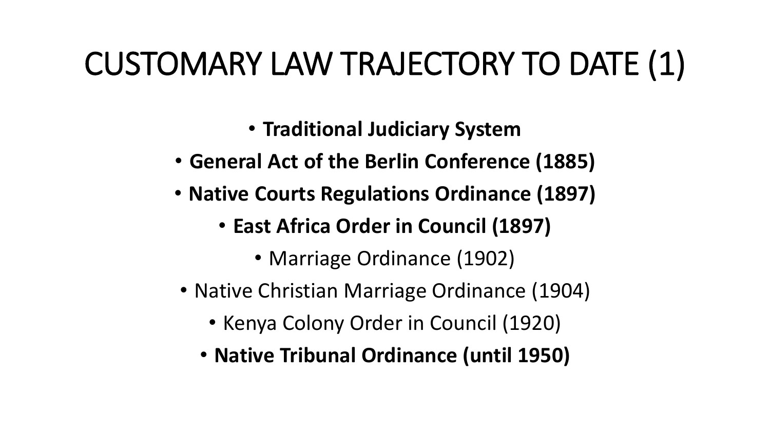# CUSTOMARY LAW TRAJECTORY TO DATE (1)

- **Traditional Judiciary System**
- **General Act of the Berlin Conference (1885)**
- **Native Courts Regulations Ordinance (1897)**
- **East Africa Order in Council (1897)**
- Marriage Ordinance (1902)
- Native Christian Marriage Ordinance (1904)
- Kenya Colony Order in Council (1920)
- **Native Tribunal Ordinance (until 1950)**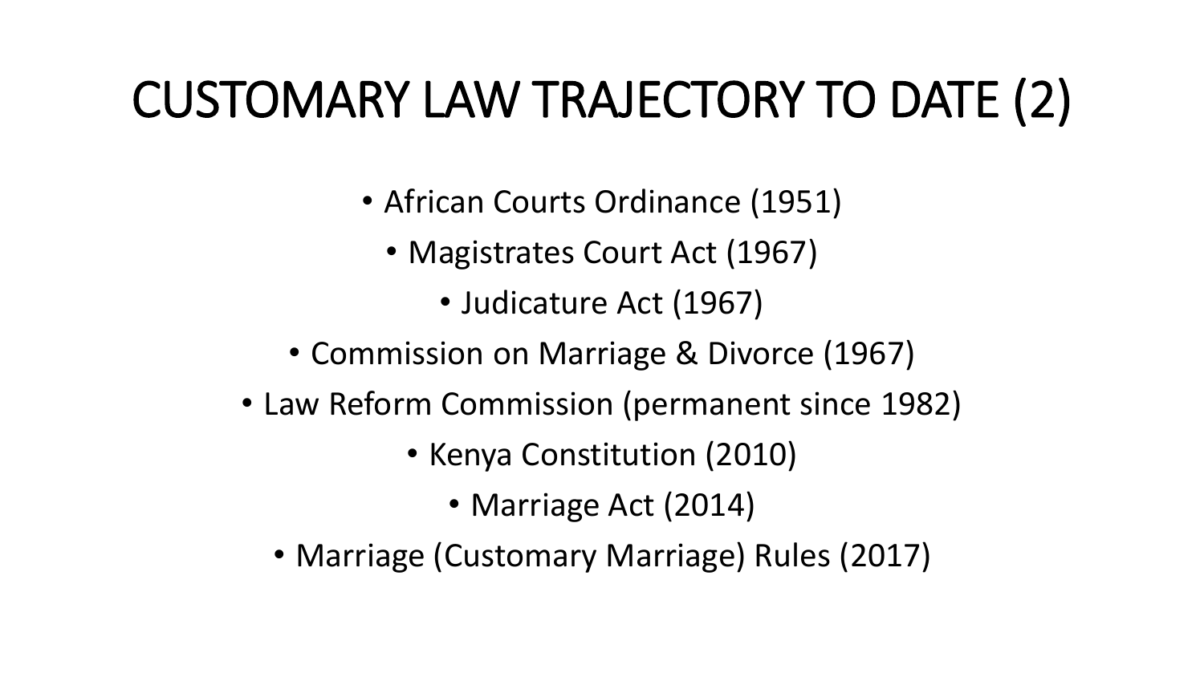# CUSTOMARY LAW TRAJECTORY TO DATE (2)

- African Courts Ordinance (1951)
- Magistrates Court Act (1967)
- Judicature Act (1967)
- Commission on Marriage & Divorce (1967)
- Law Reform Commission (permanent since 1982)
- Kenya Constitution (2010)
- Marriage Act (2014)
- Marriage (Customary Marriage) Rules (2017)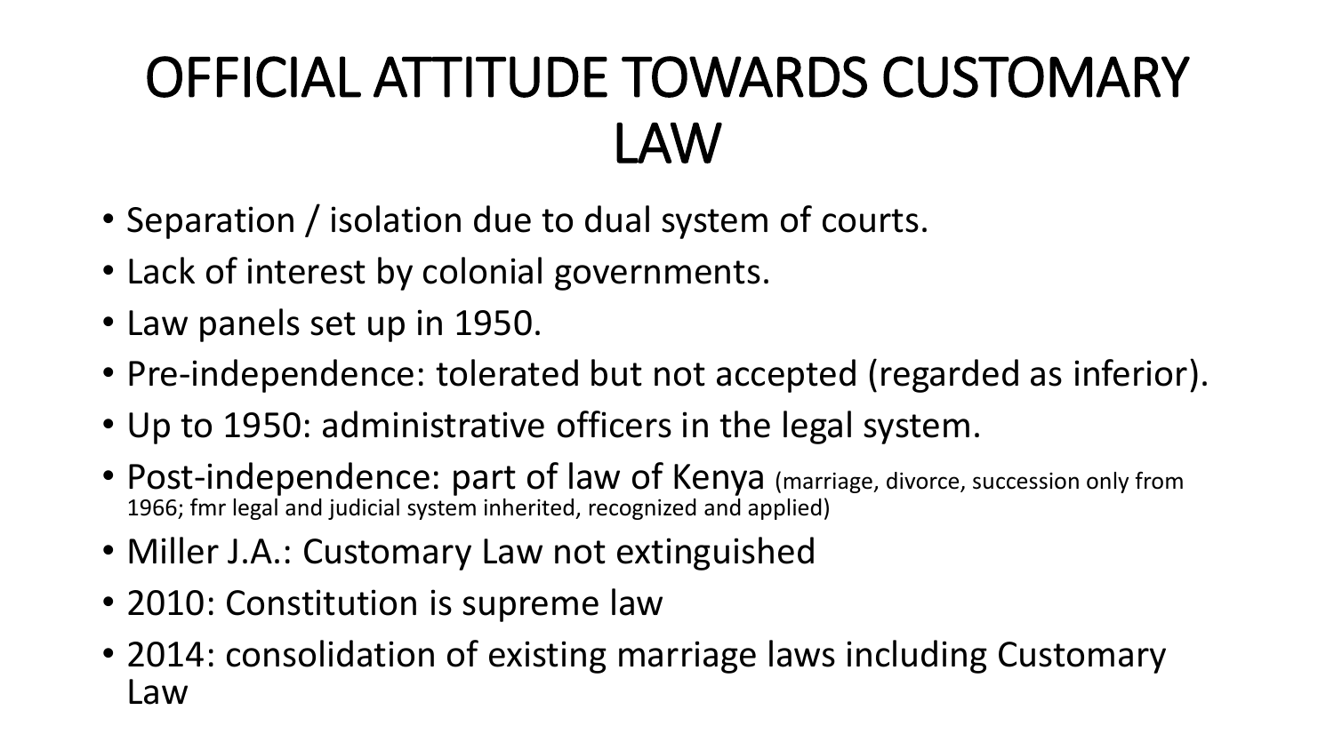# OFFICIAL ATTITUDE TOWARDS CUSTOMARY LAW

- Separation / isolation due to dual system of courts.
- Lack of interest by colonial governments.
- Law panels set up in 1950.
- Pre-independence: tolerated but not accepted (regarded as inferior).
- Up to 1950: administrative officers in the legal system.
- Post-independence: part of law of Kenya (marriage, divorce, succession only from 1966; fmr legal and judicial system inherited, recognized and applied)
- Miller J.A.: Customary Law not extinguished
- 2010: Constitution is supreme law
- 2014: consolidation of existing marriage laws including Customary Law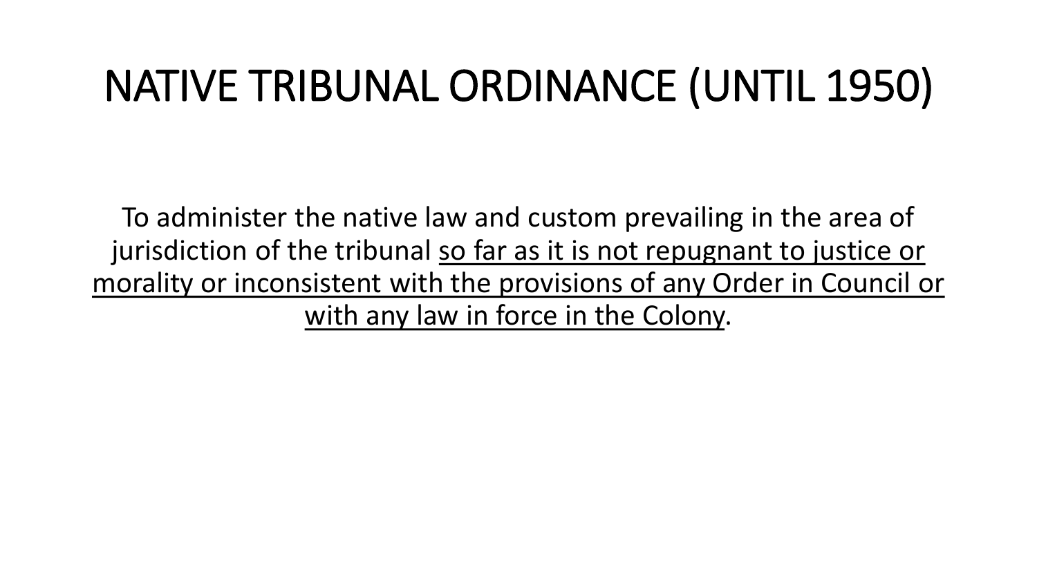# NATIVE TRIBUNAL ORDINANCE (UNTIL 1950)

To administer the native law and custom prevailing in the area of jurisdiction of the tribunal <u>so far as it is not repugnant to justice or morality or inconsistent with the provisions of any Order in Council or with any law in force in the Colony</u>.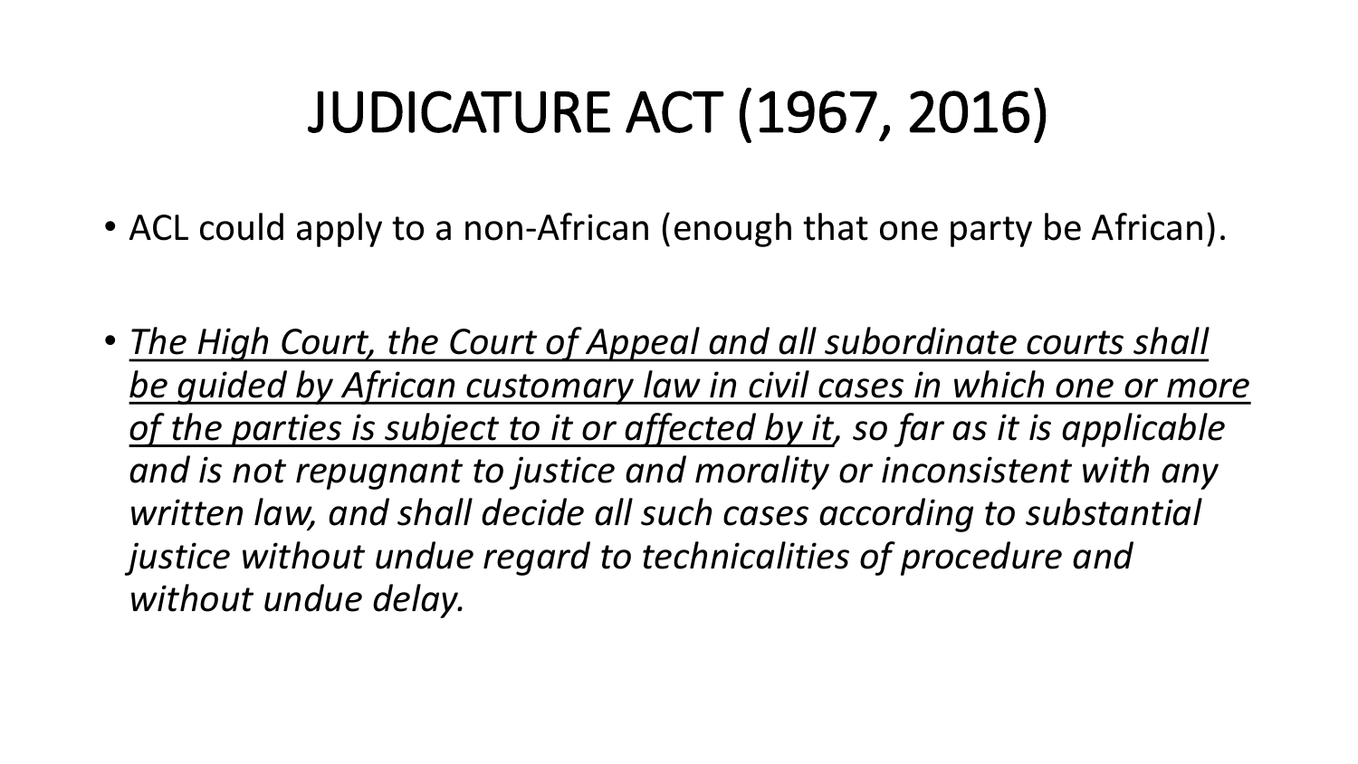# JUDICATURE ACT (1967, 2016)

- ACL could apply to a non-African (enough that one party be African).

- *<u>The High Court, the Court of Appeal and all subordinate courts shall be guided by African customary law in civil cases in which one or more of the parties is subject to it or affected by it</u>, so far as it is applicable and is not repugnant to justice and morality or inconsistent with any written law, and shall decide all such cases according to substantial justice without undue regard to technicalities of procedure and without undue delay.*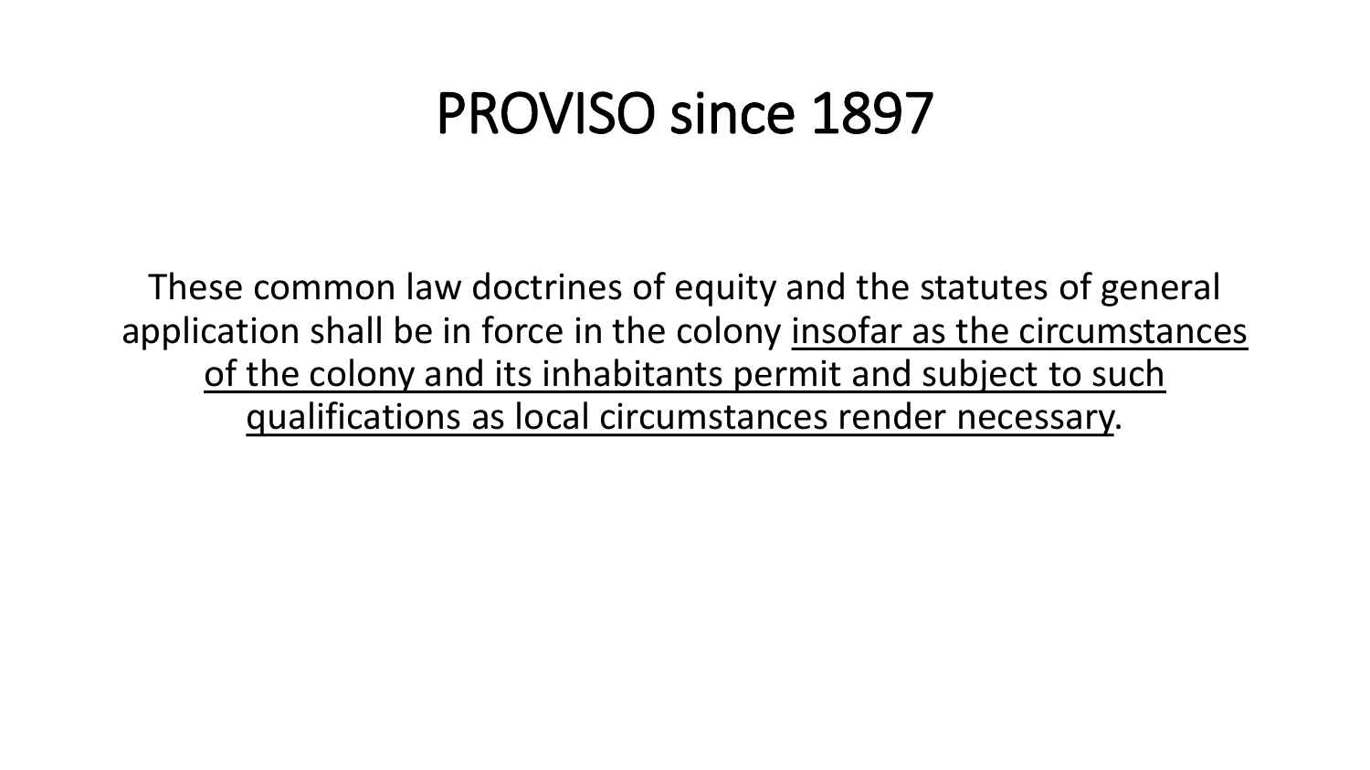# PROVISO since 1897

These common law doctrines of equity and the statutes of general application shall be in force in the colony <u>insofar as the circumstances of the colony and its inhabitants permit and subject to such qualifications as local circumstances render necessary</u>.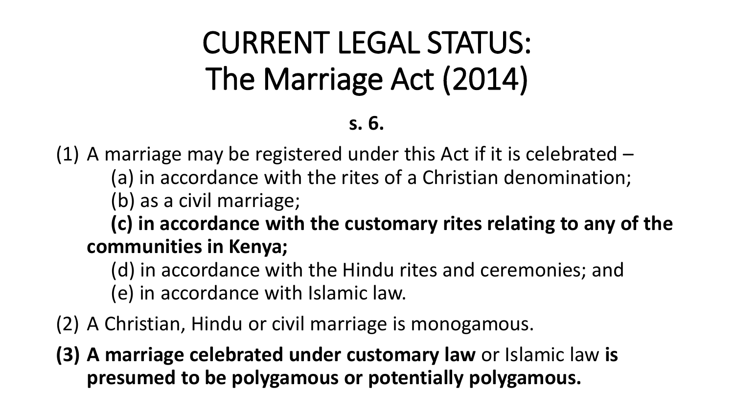# CURRENT LEGAL STATUS: The Marriage Act (2014)

**s. 6.**

(1) A marriage may be registered under this Act if it is celebrated –
    (a) in accordance with the rites of a Christian denomination;
    (b) as a civil marriage;
    **(c) in accordance with the customary rites relating to any of the communities in Kenya;**
    (d) in accordance with the Hindu rites and ceremonies; and
    (e) in accordance with Islamic law.

(2) A Christian, Hindu or civil marriage is monogamous.

**(3) A marriage celebrated under customary law** or Islamic law **is presumed to be polygamous or potentially polygamous.**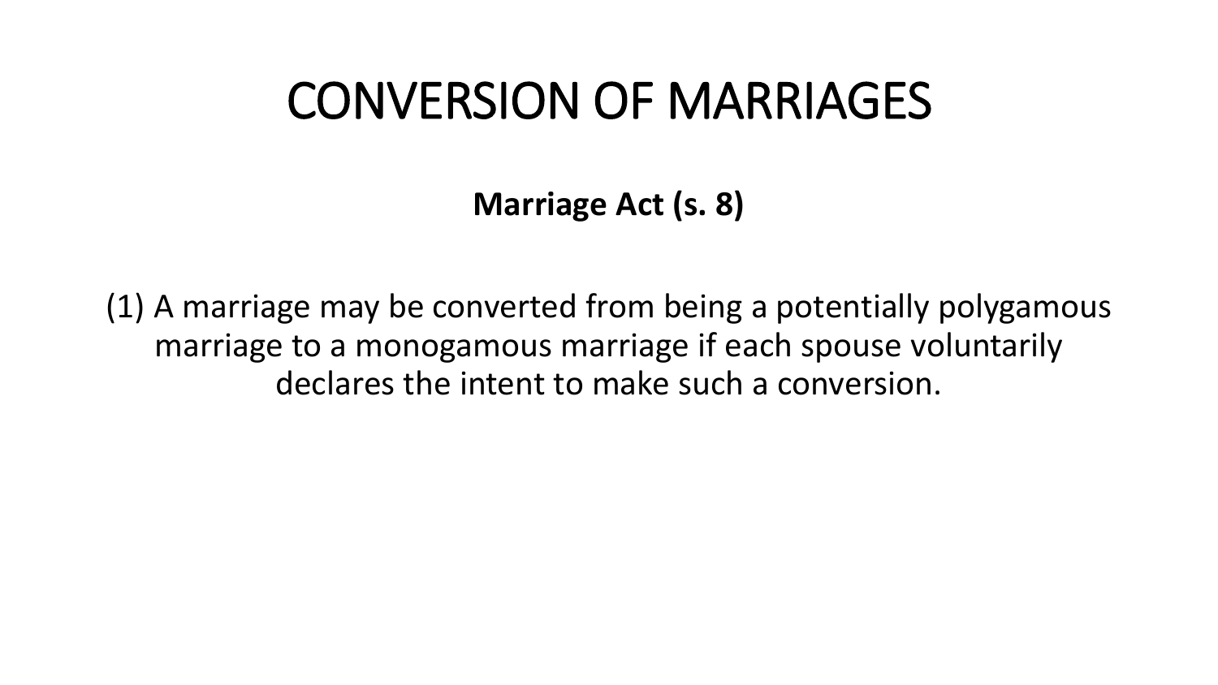# CONVERSION OF MARRIAGES

**Marriage Act (s. 8)**

(1) A marriage may be converted from being a potentially polygamous marriage to a monogamous marriage if each spouse voluntarily declares the intent to make such a conversion.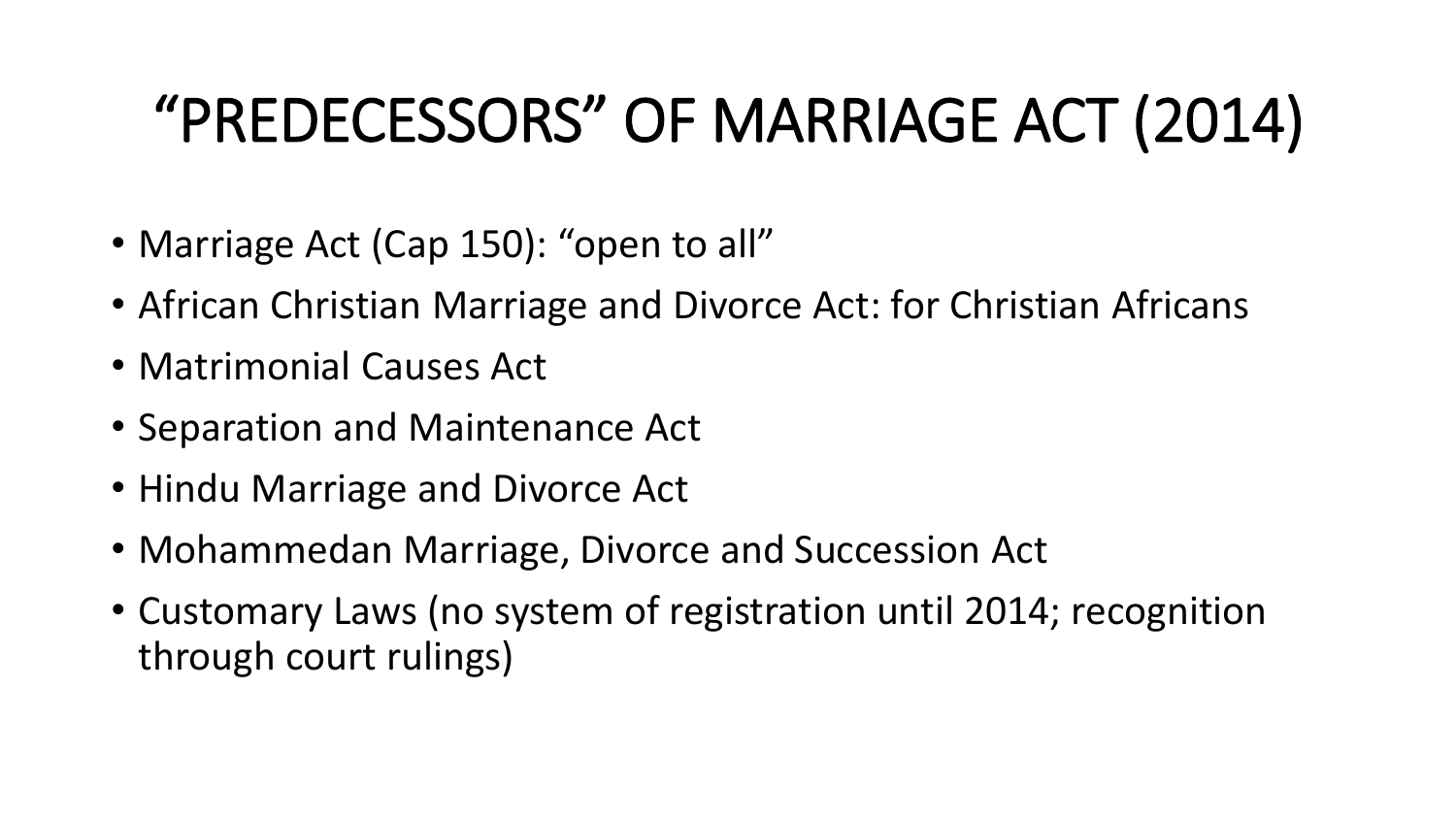# “PREDECESSORS” OF MARRIAGE ACT (2014)

- Marriage Act (Cap 150): “open to all”
- African Christian Marriage and Divorce Act: for Christian Africans
- Matrimonial Causes Act
- Separation and Maintenance Act
- Hindu Marriage and Divorce Act
- Mohammedan Marriage, Divorce and Succession Act
- Customary Laws (no system of registration until 2014; recognition through court rulings)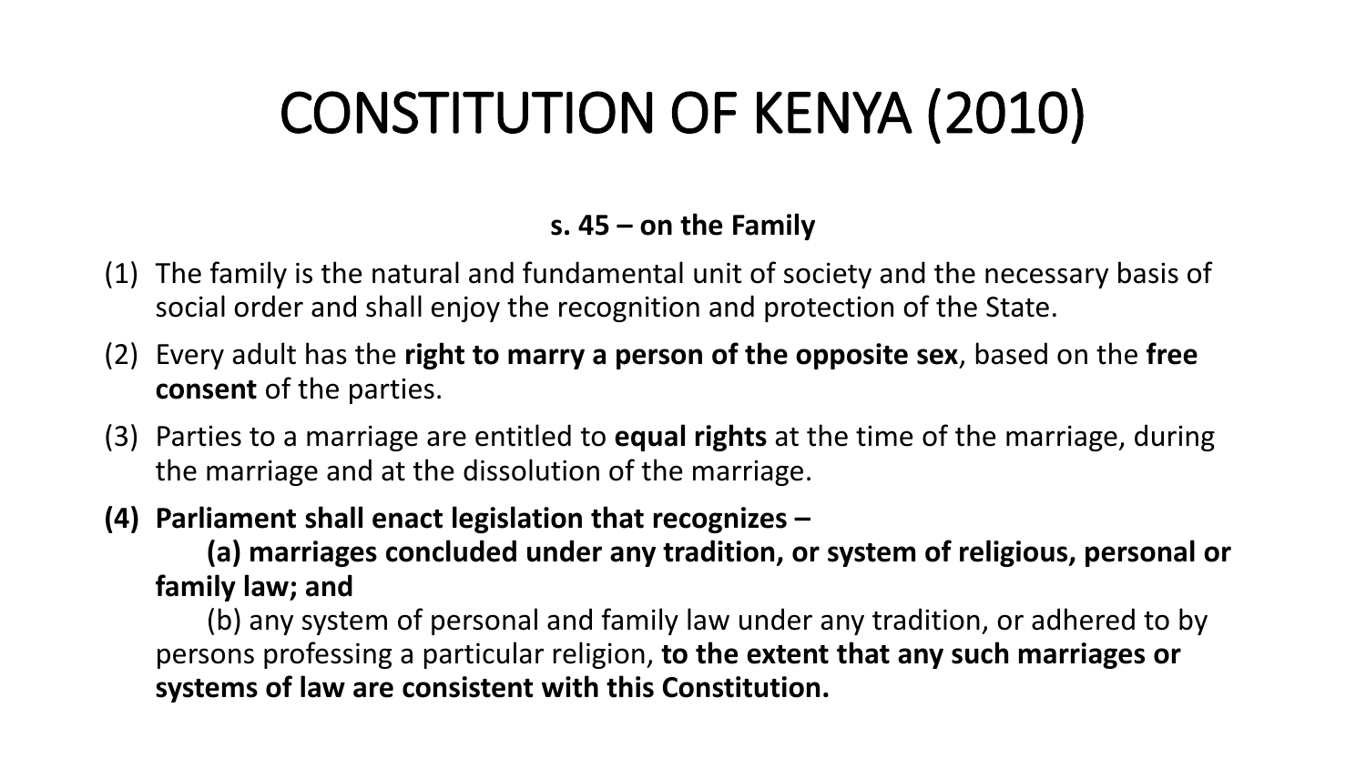# CONSTITUTION OF KENYA (2010)

**s. 45 – on the Family**

(1) The family is the natural and fundamental unit of society and the necessary basis of social order and shall enjoy the recognition and protection of the State.

(2) Every adult has the **right to marry a person of the opposite sex**, based on the **free consent** of the parties.

(3) Parties to a marriage are entitled to **equal rights** at the time of the marriage, during the marriage and at the dissolution of the marriage.

**(4) Parliament shall enact legislation that recognizes –**

**(a) marriages concluded under any tradition, or system of religious, personal or family law; and**

(b) any system of personal and family law under any tradition, or adhered to by persons professing a particular religion, **to the extent that any such marriages or systems of law are consistent with this Constitution.**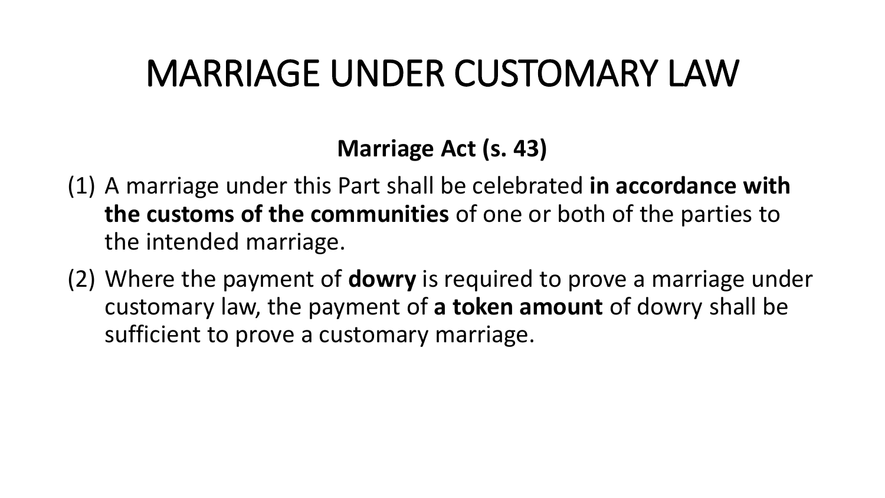# MARRIAGE UNDER CUSTOMARY LAW

**Marriage Act (s. 43)**

(1) A marriage under this Part shall be celebrated **in accordance with the customs of the communities** of one or both of the parties to the intended marriage.

(2) Where the payment of **dowry** is required to prove a marriage under customary law, the payment of **a token amount** of dowry shall be sufficient to prove a customary marriage.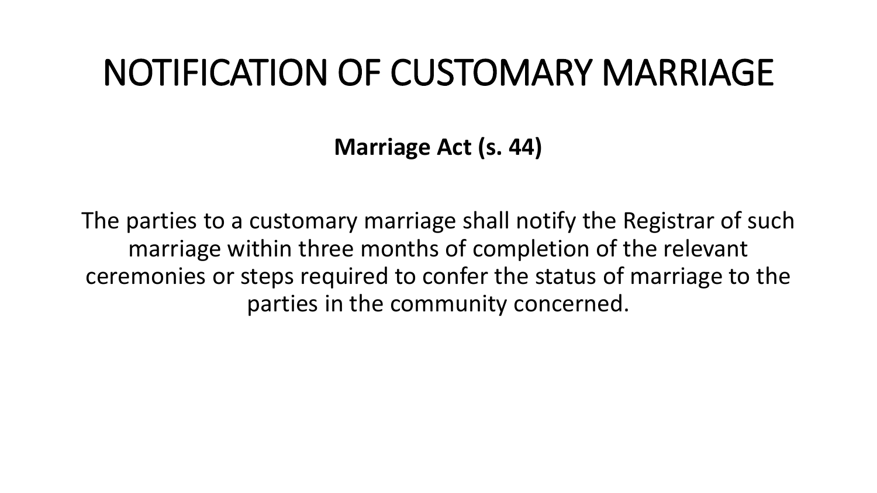# NOTIFICATION OF CUSTOMARY MARRIAGE

**Marriage Act (s. 44)**

The parties to a customary marriage shall notify the Registrar of such marriage within three months of completion of the relevant ceremonies or steps required to confer the status of marriage to the parties in the community concerned.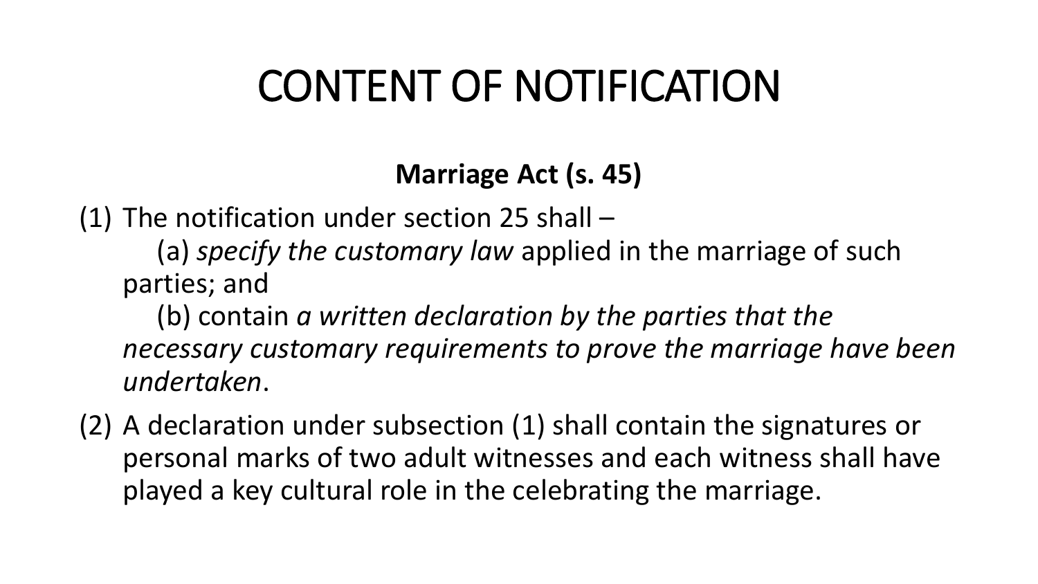# CONTENT OF NOTIFICATION

**Marriage Act (s. 45)**

(1) The notification under section 25 shall –

  (a) *specify the customary law* applied in the marriage of such parties; and

  (b) contain *a written declaration by the parties that the necessary customary requirements to prove the marriage have been undertaken*.

(2) A declaration under subsection (1) shall contain the signatures or personal marks of two adult witnesses and each witness shall have played a key cultural role in the celebrating the marriage.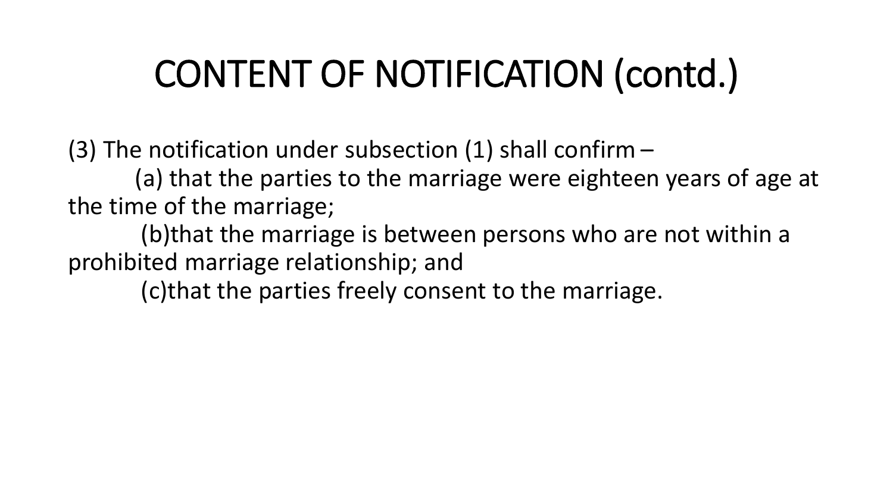# CONTENT OF NOTIFICATION (contd.)

(3) The notification under subsection (1) shall confirm –

(a) that the parties to the marriage were eighteen years of age at the time of the marriage;

(b)that the marriage is between persons who are not within a prohibited marriage relationship; and

(c)that the parties freely consent to the marriage.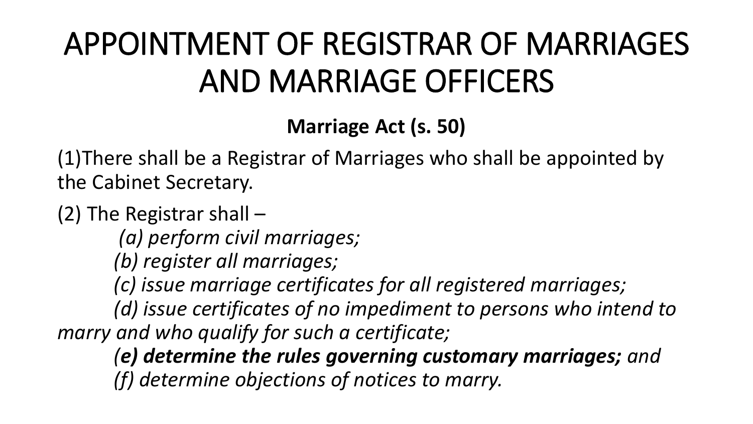# APPOINTMENT OF REGISTRAR OF MARRIAGES AND MARRIAGE OFFICERS

**Marriage Act (s. 50)**

(1)There shall be a Registrar of Marriages who shall be appointed by the Cabinet Secretary.

(2) The Registrar shall –

*(a) perform civil marriages;*

*(b) register all marriages;*

*(c) issue marriage certificates for all registered marriages;*

*(d) issue certificates of no impediment to persons who intend to marry and who qualify for such a certificate;*

*(**e) determine the rules governing customary marriages;** and*

*(f) determine objections of notices to marry.*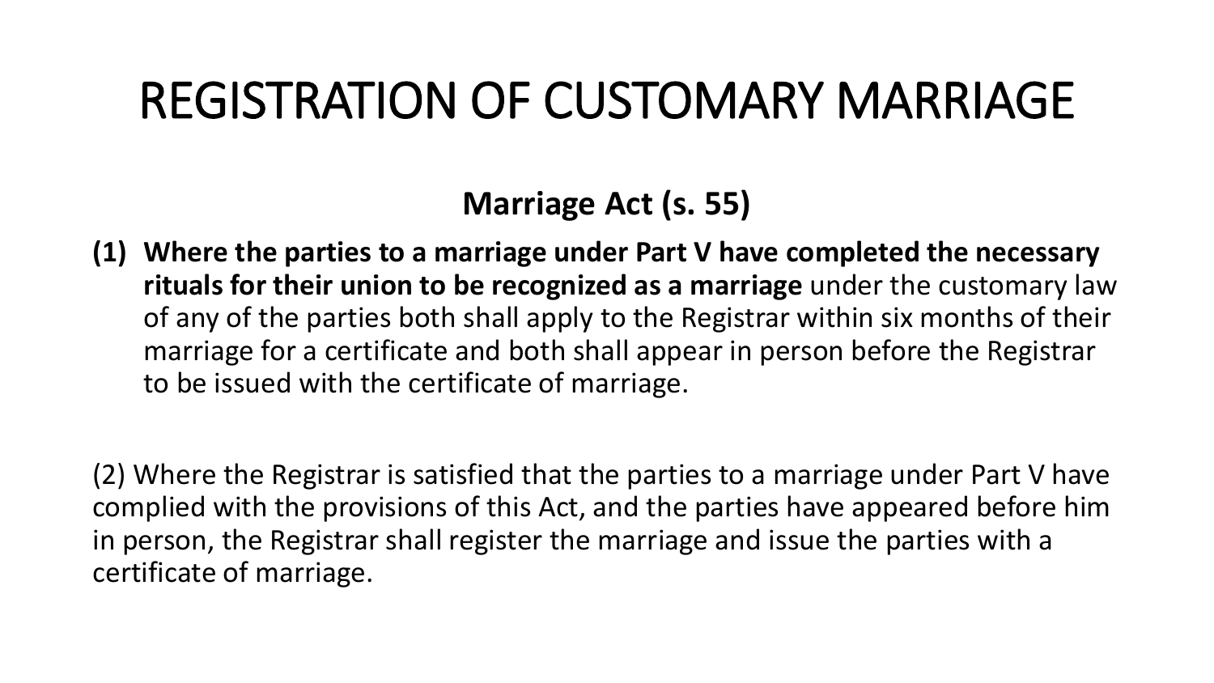# REGISTRATION OF CUSTOMARY MARRIAGE

**Marriage Act (s. 55)**

**(1) Where the parties to a marriage under Part V have completed the necessary rituals for their union to be recognized as a marriage** under the customary law of any of the parties both shall apply to the Registrar within six months of their marriage for a certificate and both shall appear in person before the Registrar to be issued with the certificate of marriage.

(2) Where the Registrar is satisfied that the parties to a marriage under Part V have complied with the provisions of this Act, and the parties have appeared before him in person, the Registrar shall register the marriage and issue the parties with a certificate of marriage.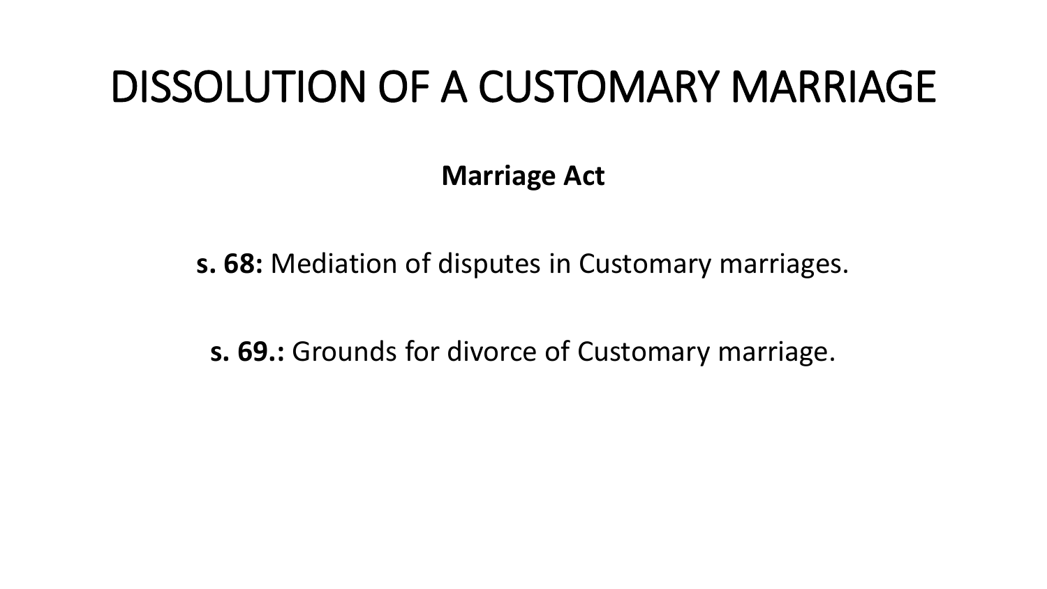# DISSOLUTION OF A CUSTOMARY MARRIAGE

**Marriage Act**

**s. 68:** Mediation of disputes in Customary marriages.

**s. 69.:** Grounds for divorce of Customary marriage.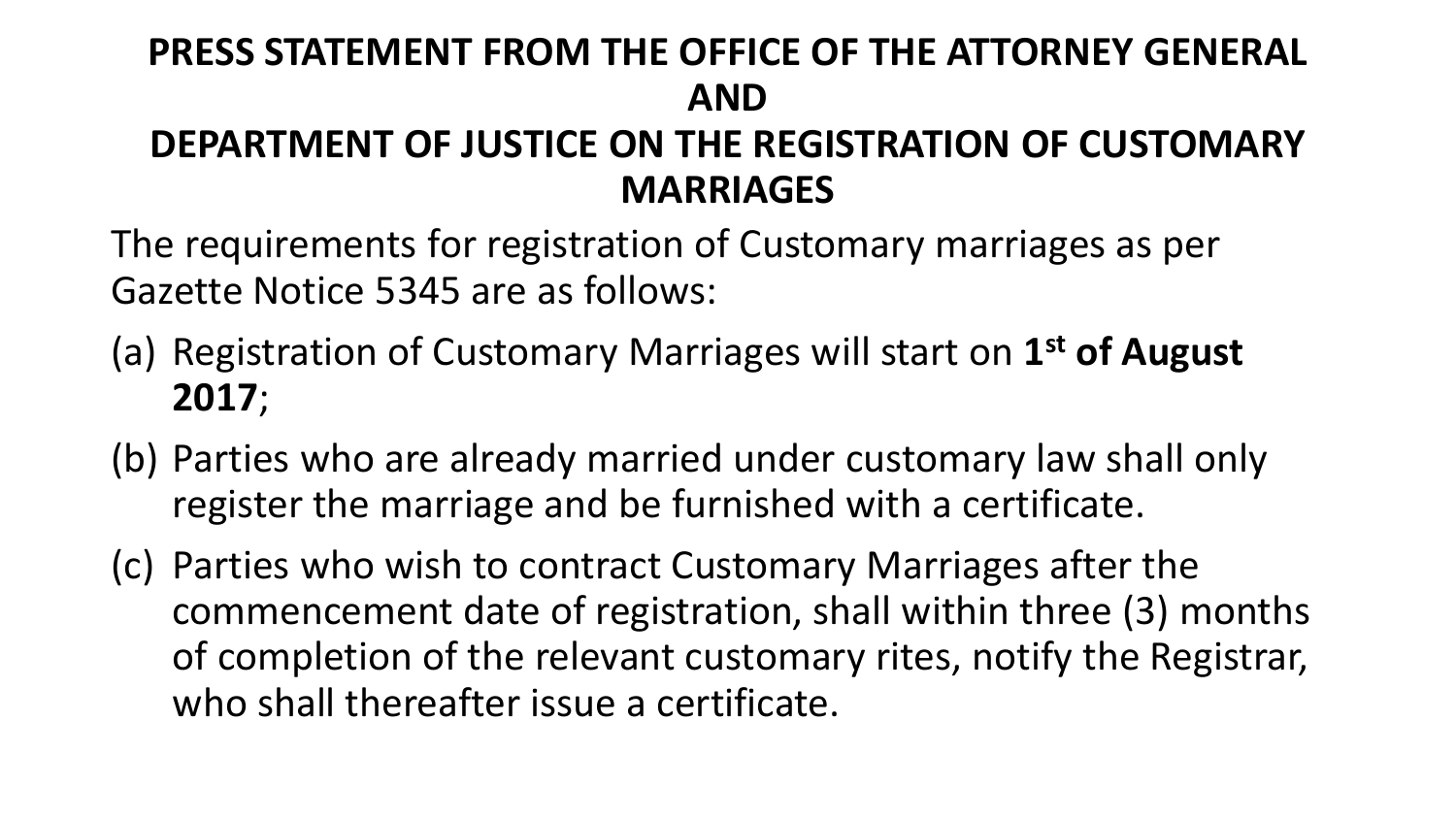## PRESS STATEMENT FROM THE OFFICE OF THE ATTORNEY GENERAL AND DEPARTMENT OF JUSTICE ON THE REGISTRATION OF CUSTOMARY MARRIAGES

The requirements for registration of Customary marriages as per Gazette Notice 5345 are as follows:

(a) Registration of Customary Marriages will start on **1st of August 2017**;

(b) Parties who are already married under customary law shall only register the marriage and be furnished with a certificate.

(c) Parties who wish to contract Customary Marriages after the commencement date of registration, shall within three (3) months of completion of the relevant customary rites, notify the Registrar, who shall thereafter issue a certificate.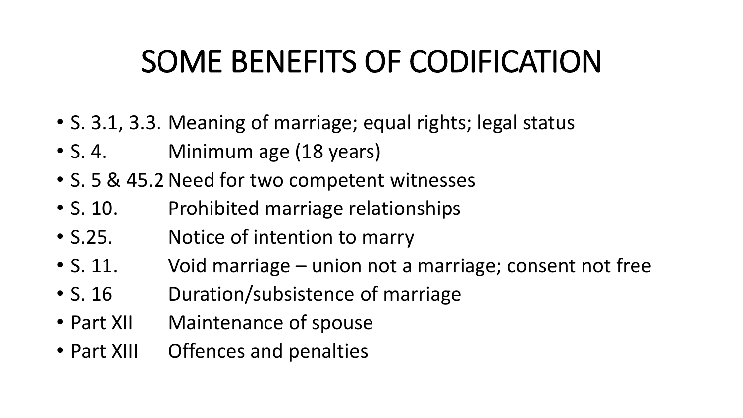# SOME BENEFITS OF CODIFICATION

- S. 3.1, 3.3. Meaning of marriage; equal rights; legal status
- S. 4. Minimum age (18 years)
- S. 5 & 45.2 Need for two competent witnesses
- S. 10. Prohibited marriage relationships
- S.25. Notice of intention to marry
- S. 11. Void marriage – union not a marriage; consent not free
- S. 16 Duration/subsistence of marriage
- Part XII Maintenance of spouse
- Part XIII Offences and penalties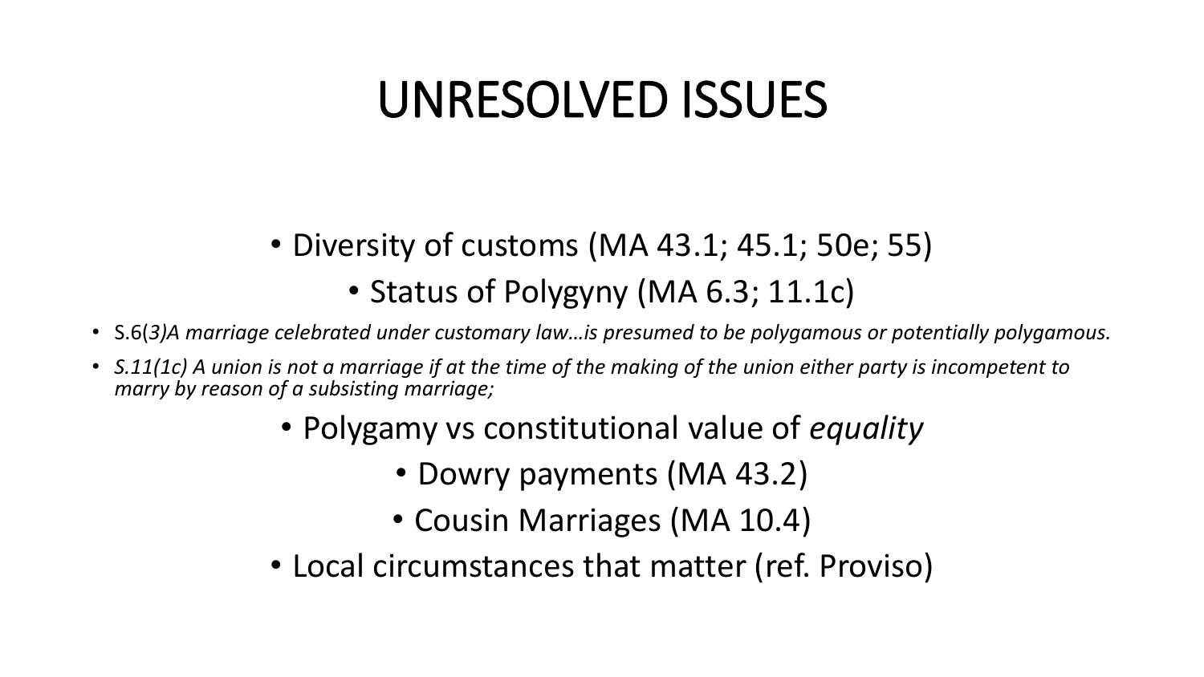# UNRESOLVED ISSUES

- Diversity of customs (MA 43.1; 45.1; 50e; 55)
- Status of Polygyny (MA 6.3; 11.1c)
- S.6(*3)A marriage celebrated under customary law…is presumed to be polygamous or potentially polygamous.*
- *S.11(1c) A union is not a marriage if at the time of the making of the union either party is incompetent to marry by reason of a subsisting marriage;*
- Polygamy vs constitutional value of *equality*
- Dowry payments (MA 43.2)
- Cousin Marriages (MA 10.4)
- Local circumstances that matter (ref. Proviso)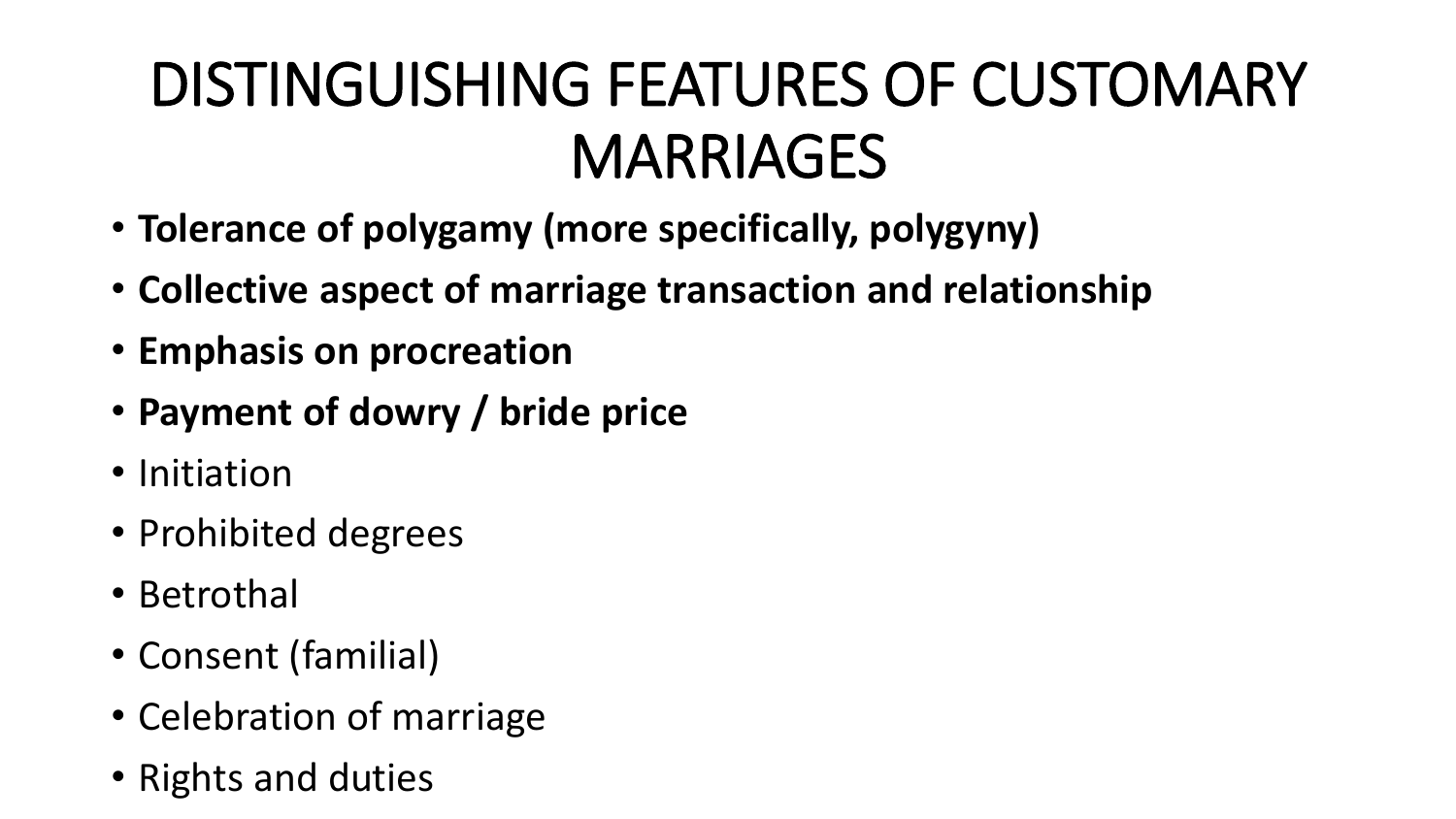# DISTINGUISHING FEATURES OF CUSTOMARY MARRIAGES

- **Tolerance of polygamy (more specifically, polygyny)**
- **Collective aspect of marriage transaction and relationship**
- **Emphasis on procreation**
- **Payment of dowry / bride price**
- Initiation
- Prohibited degrees
- Betrothal
- Consent (familial)
- Celebration of marriage
- Rights and duties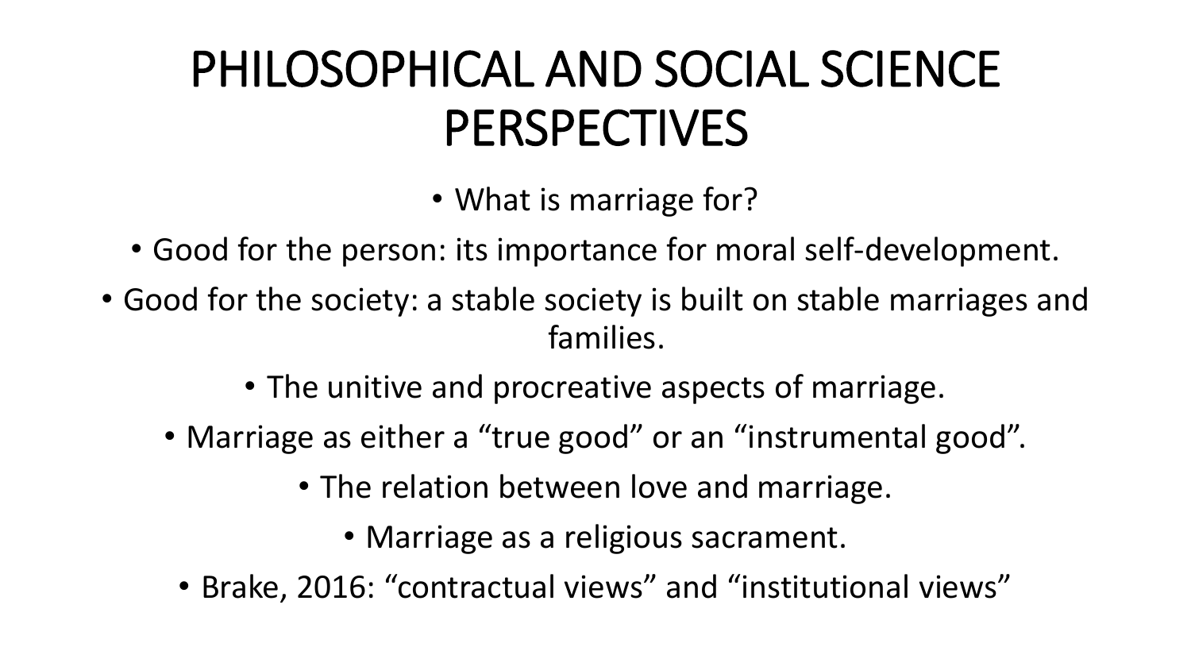# PHILOSOPHICAL AND SOCIAL SCIENCE PERSPECTIVES

- What is marriage for?
- Good for the person: its importance for moral self-development.
- Good for the society: a stable society is built on stable marriages and families.
- The unitive and procreative aspects of marriage.
- Marriage as either a “true good” or an “instrumental good”.
- The relation between love and marriage.
- Marriage as a religious sacrament.
- Brake, 2016: “contractual views” and “institutional views”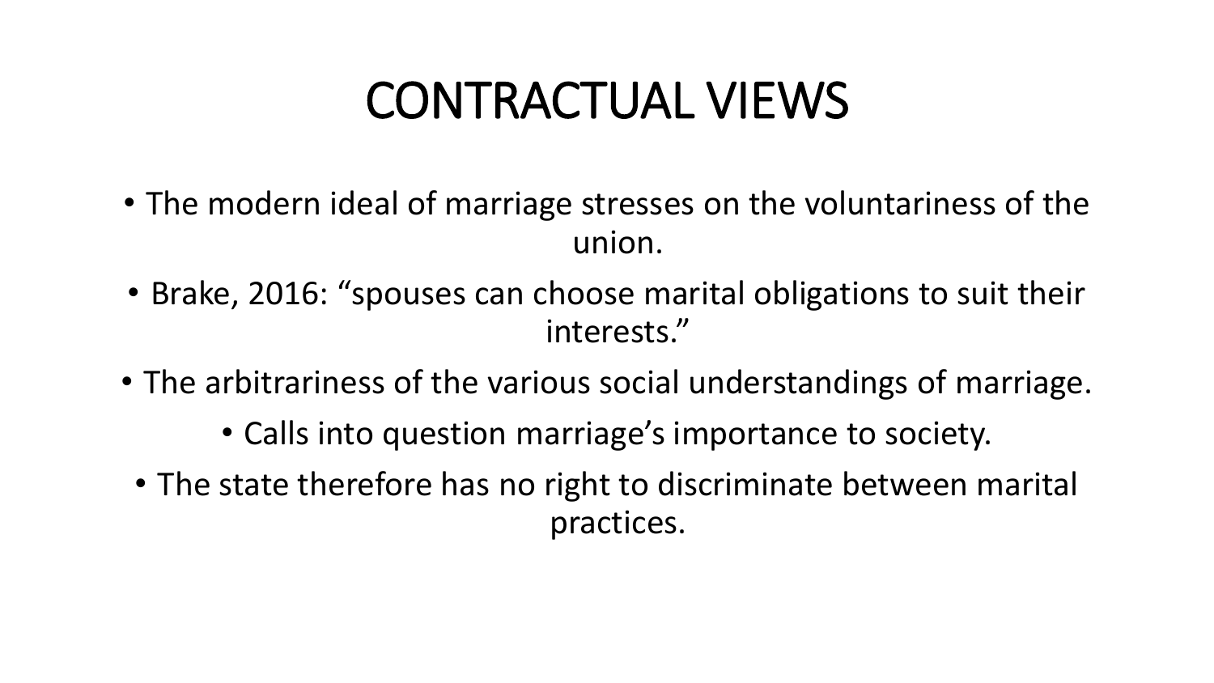# CONTRACTUAL VIEWS

- The modern ideal of marriage stresses on the voluntariness of the union.
- Brake, 2016: “spouses can choose marital obligations to suit their interests.”
- The arbitrariness of the various social understandings of marriage.
  - Calls into question marriage’s importance to society.
- The state therefore has no right to discriminate between marital practices.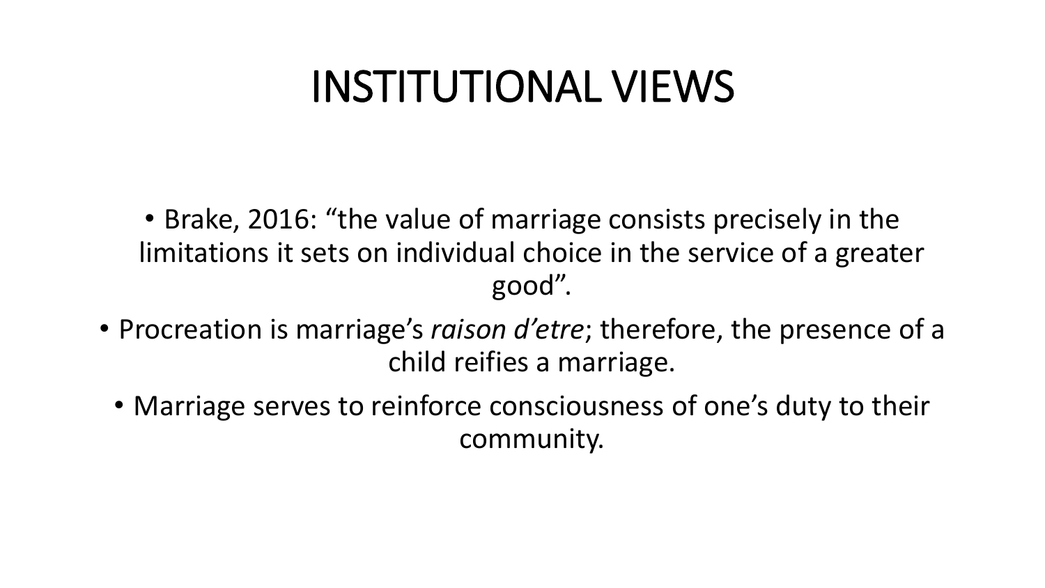# INSTITUTIONAL VIEWS

- Brake, 2016: "the value of marriage consists precisely in the limitations it sets on individual choice in the service of a greater good".
- Procreation is marriage's *raison d'etre*; therefore, the presence of a child reifies a marriage.
- Marriage serves to reinforce consciousness of one's duty to their community.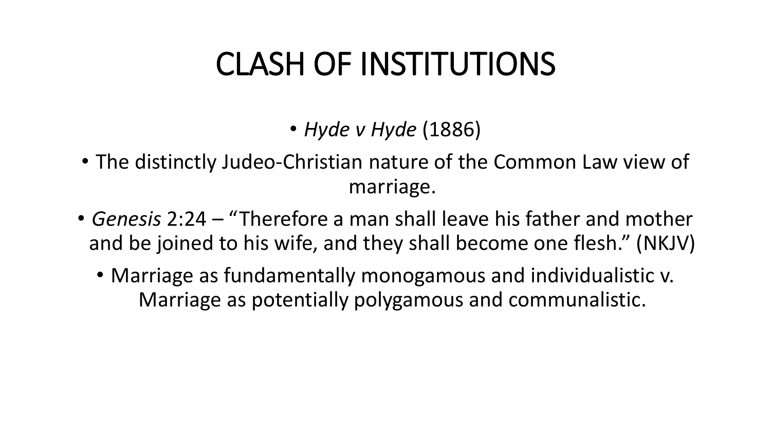# CLASH OF INSTITUTIONS

- *Hyde v Hyde* (1886)
- The distinctly Judeo-Christian nature of the Common Law view of marriage.
- *Genesis* 2:24 – "Therefore a man shall leave his father and mother and be joined to his wife, and they shall become one flesh." (NKJV)
  - Marriage as fundamentally monogamous and individualistic v. Marriage as potentially polygamous and communalistic.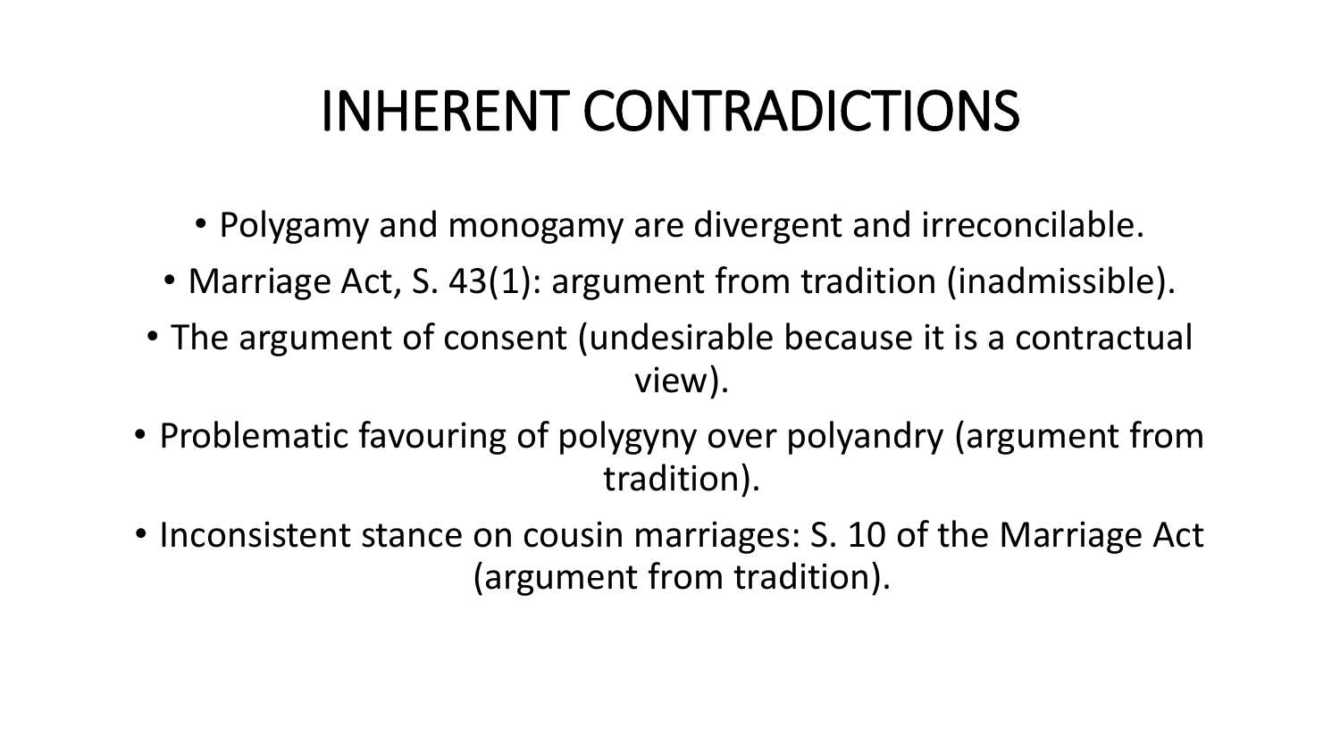# INHERENT CONTRADICTIONS

- Polygamy and monogamy are divergent and irreconcilable.
- Marriage Act, S. 43(1): argument from tradition (inadmissible).
- The argument of consent (undesirable because it is a contractual view).
- Problematic favouring of polygyny over polyandry (argument from tradition).
- Inconsistent stance on cousin marriages: S. 10 of the Marriage Act (argument from tradition).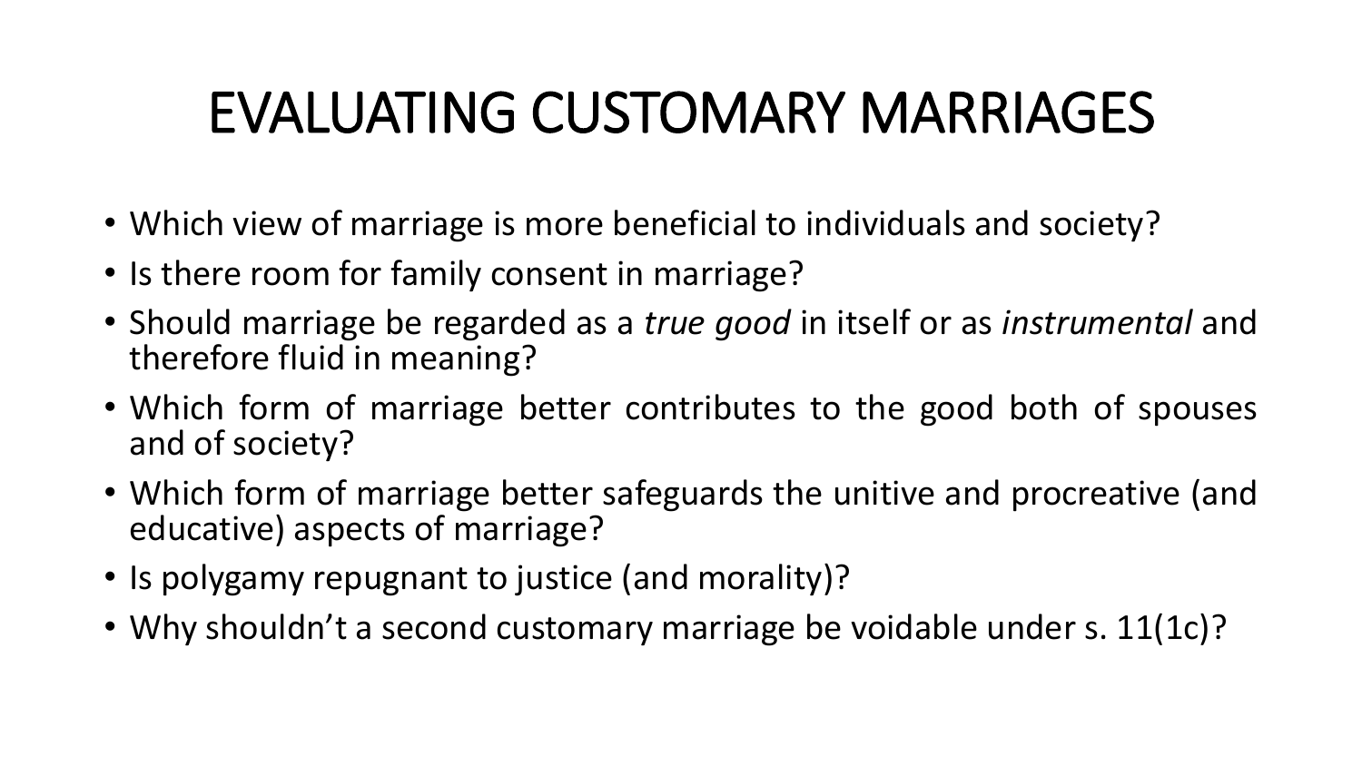# EVALUATING CUSTOMARY MARRIAGES

- Which view of marriage is more beneficial to individuals and society?
- Is there room for family consent in marriage?
- Should marriage be regarded as a *true good* in itself or as *instrumental* and therefore fluid in meaning?
- Which form of marriage better contributes to the good both of spouses and of society?
- Which form of marriage better safeguards the unitive and procreative (and educative) aspects of marriage?
- Is polygamy repugnant to justice (and morality)?
- Why shouldn't a second customary marriage be voidable under s. 11(1c)?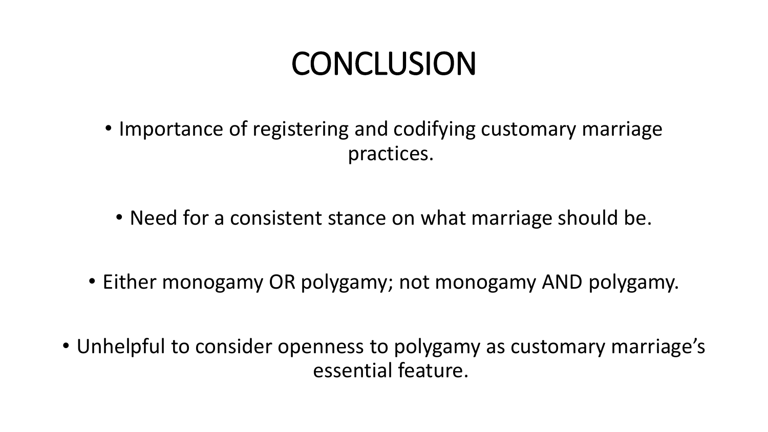# CONCLUSION

- Importance of registering and codifying customary marriage practices.
- Need for a consistent stance on what marriage should be.
- Either monogamy OR polygamy; not monogamy AND polygamy.
- Unhelpful to consider openness to polygamy as customary marriage's essential feature.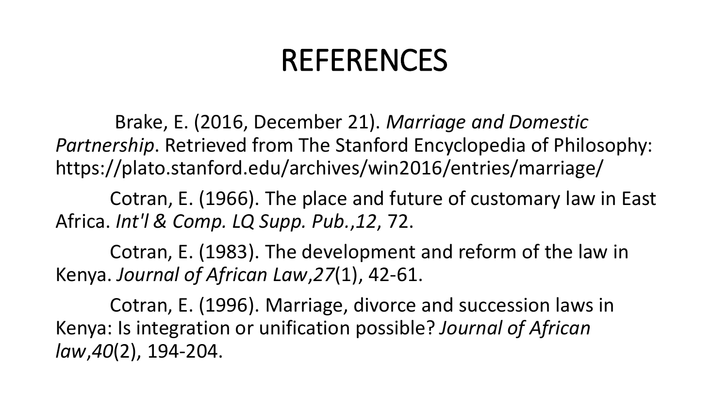# REFERENCES

Brake, E. (2016, December 21). *Marriage and Domestic Partnership*. Retrieved from The Stanford Encyclopedia of Philosophy: https://plato.stanford.edu/archives/win2016/entries/marriage/

Cotran, E. (1966). The place and future of customary law in East Africa. *Int'l & Comp. LQ Supp. Pub.*,*12*, 72.

Cotran, E. (1983). The development and reform of the law in Kenya. *Journal of African Law*,*27*(1), 42-61.

Cotran, E. (1996). Marriage, divorce and succession laws in Kenya: Is integration or unification possible? *Journal of African law*,*40*(2), 194-204.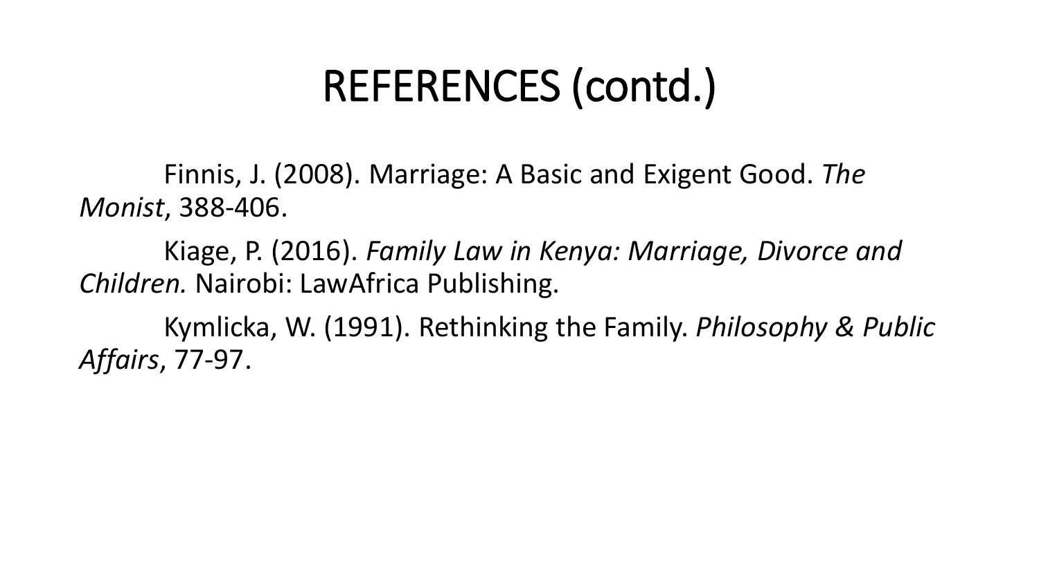# REFERENCES (contd.)

Finnis, J. (2008). Marriage: A Basic and Exigent Good. *The Monist*, 388-406.

Kiage, P. (2016). *Family Law in Kenya: Marriage, Divorce and Children.* Nairobi: LawAfrica Publishing.

Kymlicka, W. (1991). Rethinking the Family. *Philosophy & Public Affairs*, 77-97.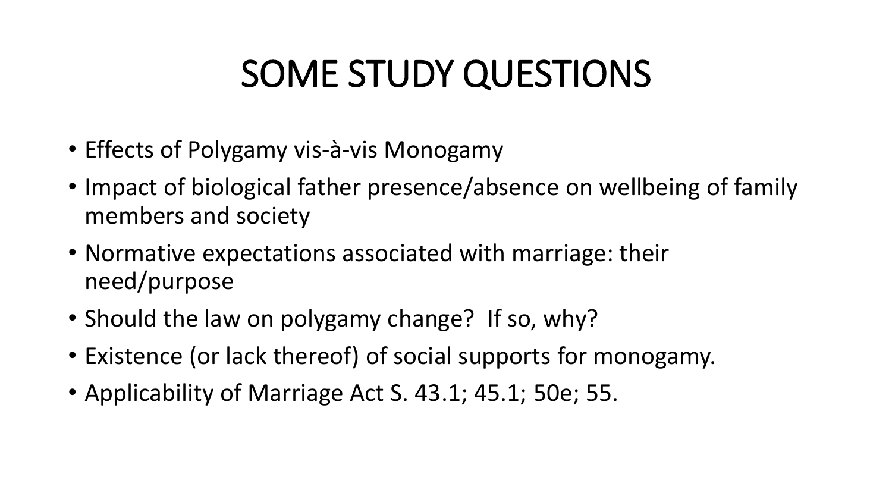# SOME STUDY QUESTIONS

- Effects of Polygamy vis-à-vis Monogamy
- Impact of biological father presence/absence on wellbeing of family members and society
- Normative expectations associated with marriage: their need/purpose
- Should the law on polygamy change?  If so, why?
- Existence (or lack thereof) of social supports for monogamy.
- Applicability of Marriage Act S. 43.1; 45.1; 50e; 55.